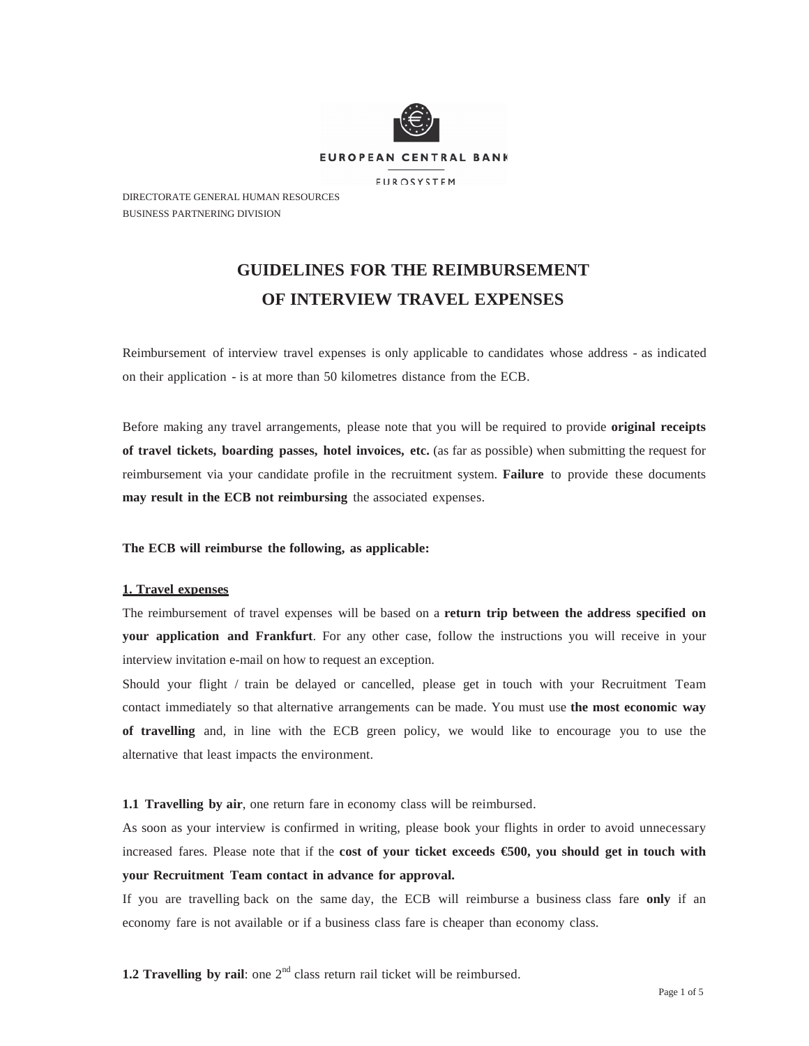EUROPEAN CENTRAL BANK

EUROSYSTEM

DIRECTORATE GENERAL HUMAN RESOURCES
BUSINESS PARTNERING DIVISION

# GUIDELINES FOR THE REIMBURSEMENT OF INTERVIEW TRAVEL EXPENSES

Reimbursement of interview travel expenses is only applicable to candidates whose address - as indicated on their application - is at more than 50 kilometres distance from the ECB.

Before making any travel arrangements, please note that you will be required to provide **original receipts of travel tickets, boarding passes, hotel invoices, etc.** (as far as possible) when submitting the request for reimbursement via your candidate profile in the recruitment system. **Failure** to provide these documents **may result in the ECB not reimbursing** the associated expenses.

**The ECB will reimburse the following, as applicable:**

## 1. Travel expenses

The reimbursement of travel expenses will be based on a **return trip between the address specified on your application and Frankfurt**. For any other case, follow the instructions you will receive in your interview invitation e-mail on how to request an exception.

Should your flight / train be delayed or cancelled, please get in touch with your Recruitment Team contact immediately so that alternative arrangements can be made. You must use **the most economic way of travelling** and, in line with the ECB green policy, we would like to encourage you to use the alternative that least impacts the environment.

**1.1 Travelling by air**, one return fare in economy class will be reimbursed.

As soon as your interview is confirmed in writing, please book your flights in order to avoid unnecessary increased fares. Please note that if the **cost of your ticket exceeds €500, you should get in touch with your Recruitment Team contact in advance for approval.**

If you are travelling back on the same day, the ECB will reimburse a business class fare **only** if an economy fare is not available or if a business class fare is cheaper than economy class.

**1.2 Travelling by rail**: one 2nd class return rail ticket will be reimbursed.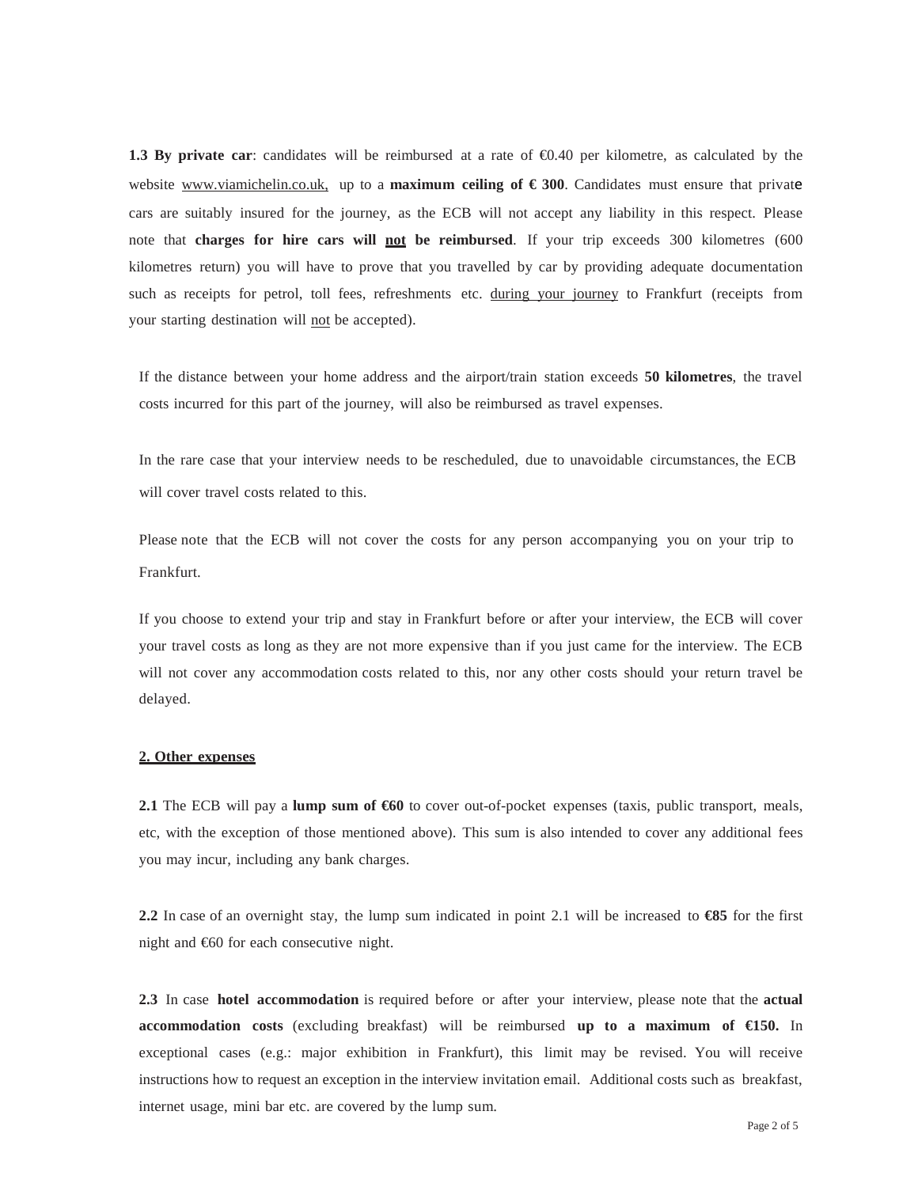**1.3 By private car**: candidates will be reimbursed at a rate of €0.40 per kilometre, as calculated by the website www.viamichelin.co.uk, up to a **maximum ceiling of € 300**. Candidates must ensure that private cars are suitably insured for the journey, as the ECB will not accept any liability in this respect. Please note that **charges for hire cars will not be reimbursed**. If your trip exceeds 300 kilometres (600 kilometres return) you will have to prove that you travelled by car by providing adequate documentation such as receipts for petrol, toll fees, refreshments etc. during your journey to Frankfurt (receipts from your starting destination will not be accepted).

If the distance between your home address and the airport/train station exceeds **50 kilometres**, the travel costs incurred for this part of the journey, will also be reimbursed as travel expenses.

In the rare case that your interview needs to be rescheduled, due to unavoidable circumstances, the ECB will cover travel costs related to this.

Please note that the ECB will not cover the costs for any person accompanying you on your trip to Frankfurt.

If you choose to extend your trip and stay in Frankfurt before or after your interview, the ECB will cover your travel costs as long as they are not more expensive than if you just came for the interview. The ECB will not cover any accommodation costs related to this, nor any other costs should your return travel be delayed.

## 2. Other expenses

**2.1** The ECB will pay a **lump sum of €60** to cover out-of-pocket expenses (taxis, public transport, meals, etc, with the exception of those mentioned above). This sum is also intended to cover any additional fees you may incur, including any bank charges.

**2.2** In case of an overnight stay, the lump sum indicated in point 2.1 will be increased to **€85** for the first night and €60 for each consecutive night.

**2.3** In case **hotel accommodation** is required before or after your interview, please note that the **actual accommodation costs** (excluding breakfast) will be reimbursed **up to a maximum of €150.** In exceptional cases (e.g.: major exhibition in Frankfurt), this limit may be revised. You will receive instructions how to request an exception in the interview invitation email. Additional costs such as breakfast, internet usage, mini bar etc. are covered by the lump sum.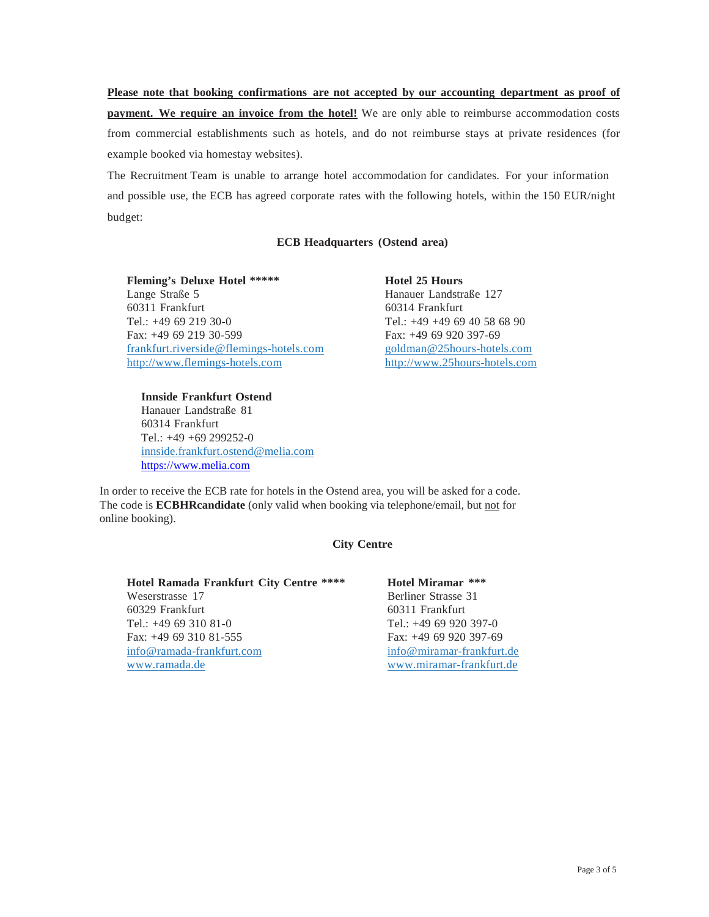**Please note that booking confirmations are not accepted by our accounting department as proof of payment. We require an invoice from the hotel!** We are only able to reimburse accommodation costs from commercial establishments such as hotels, and do not reimburse stays at private residences (for example booked via homestay websites).

The Recruitment Team is unable to arrange hotel accommodation for candidates. For your information and possible use, the ECB has agreed corporate rates with the following hotels, within the 150 EUR/night budget:

### ECB Headquarters (Ostend area)

**Fleming's Deluxe Hotel *****  
Lange Straße 5  
60311 Frankfurt  
Tel.: +49 69 219 30-0  
Fax: +49 69 219 30-599  
frankfurt.riverside@flemings-hotels.com  
http://www.flemings-hotels.com

**Hotel 25 Hours**  
Hanauer Landstraße 127  
60314 Frankfurt  
Tel.: +49 +49 69 40 58 68 90  
Fax: +49 69 920 397-69  
goldman@25hours-hotels.com  
http://www.25hours-hotels.com

**Innside Frankfurt Ostend**  
Hanauer Landstraße 81  
60314 Frankfurt  
Tel.: +49 +69 299252-0  
innside.frankfurt.ostend@melia.com  
https://www.melia.com

In order to receive the ECB rate for hotels in the Ostend area, you will be asked for a code. The code is **ECBHRcandidate** (only valid when booking via telephone/email, but not for online booking).

### City Centre

**Hotel Ramada Frankfurt City Centre ******  
Weserstrasse 17  
60329 Frankfurt  
Tel.: +49 69 310 81-0  
Fax: +49 69 310 81-555  
info@ramada-frankfurt.com  
www.ramada.de

**Hotel Miramar *****  
Berliner Strasse 31  
60311 Frankfurt  
Tel.: +49 69 920 397-0  
Fax: +49 69 920 397-69  
info@miramar-frankfurt.de  
www.miramar-frankfurt.de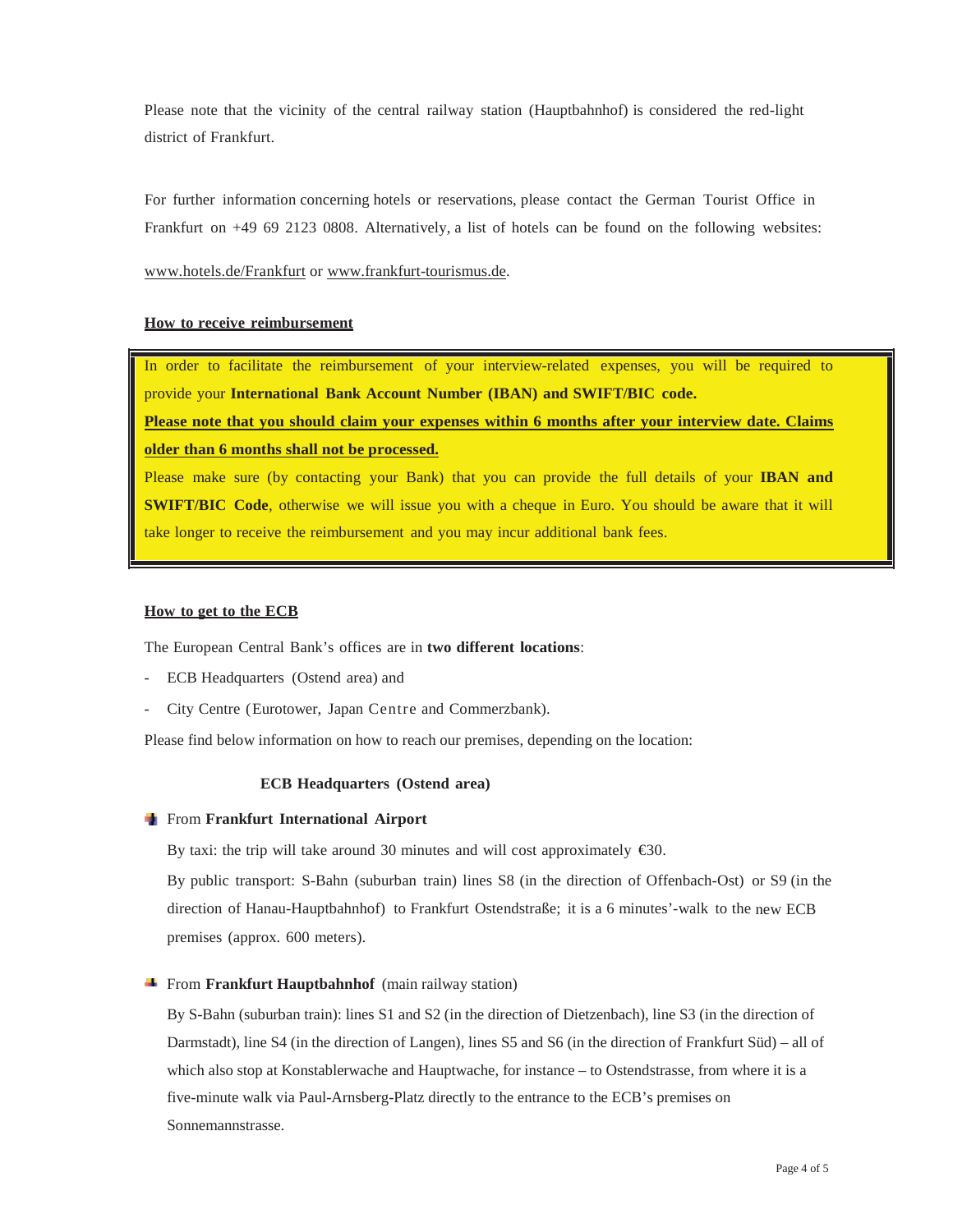Please note that the vicinity of the central railway station (Hauptbahnhof) is considered the red-light district of Frankfurt.

For further information concerning hotels or reservations, please contact the German Tourist Office in Frankfurt on +49 69 2123 0808. Alternatively, a list of hotels can be found on the following websites:

www.hotels.de/Frankfurt or www.frankfurt-tourismus.de.

**How to receive reimbursement**

In order to facilitate the reimbursement of your interview-related expenses, you will be required to provide your **International Bank Account Number (IBAN) and SWIFT/BIC code.**

**Please note that you should claim your expenses within 6 months after your interview date. Claims older than 6 months shall not be processed.**

Please make sure (by contacting your Bank) that you can provide the full details of your **IBAN and SWIFT/BIC Code**, otherwise we will issue you with a cheque in Euro. You should be aware that it will take longer to receive the reimbursement and you may incur additional bank fees.

**How to get to the ECB**

The European Central Bank's offices are in **two different locations**:

- ECB Headquarters (Ostend area) and
- City Centre (Eurotower, Japan Centre and Commerzbank).

Please find below information on how to reach our premises, depending on the location:

**ECB Headquarters (Ostend area)**

- From **Frankfurt International Airport**

  By taxi: the trip will take around 30 minutes and will cost approximately €30.

  By public transport: S-Bahn (suburban train) lines S8 (in the direction of Offenbach-Ost) or S9 (in the direction of Hanau-Hauptbahnhof) to Frankfurt Ostendstraße; it is a 6 minutes'-walk to the new ECB premises (approx. 600 meters).

- From **Frankfurt Hauptbahnhof** (main railway station)

  By S-Bahn (suburban train): lines S1 and S2 (in the direction of Dietzenbach), line S3 (in the direction of Darmstadt), line S4 (in the direction of Langen), lines S5 and S6 (in the direction of Frankfurt Süd) – all of which also stop at Konstablerwache and Hauptwache, for instance – to Ostendstrasse, from where it is a five-minute walk via Paul-Arnsberg-Platz directly to the entrance to the ECB's premises on Sonnemannstrasse.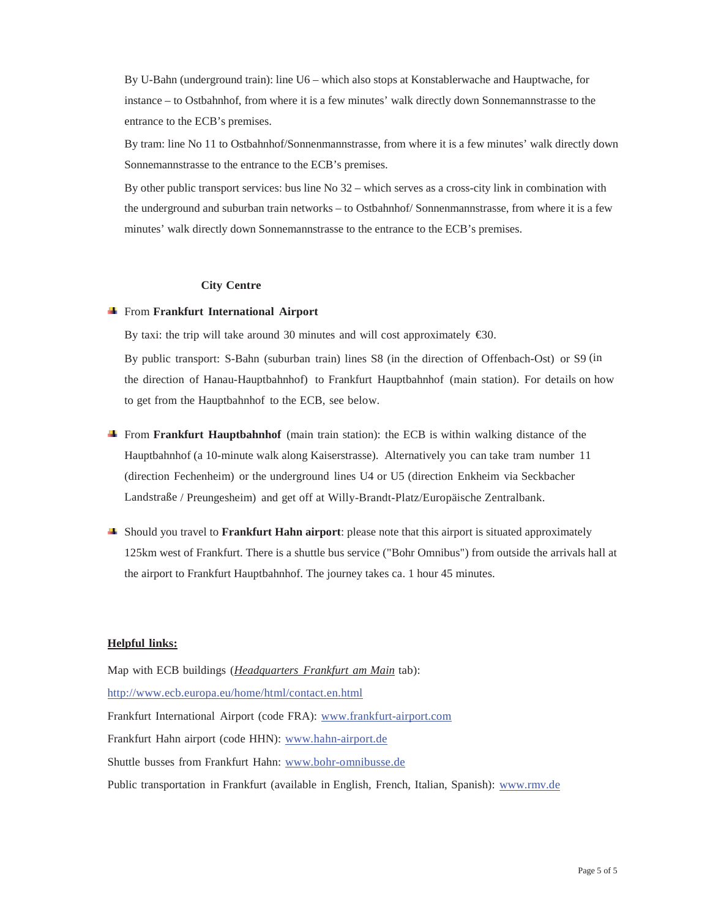By U-Bahn (underground train): line U6 – which also stops at Konstablerwache and Hauptwache, for instance – to Ostbahnhof, from where it is a few minutes' walk directly down Sonnemannstrasse to the entrance to the ECB's premises.

By tram: line No 11 to Ostbahnhof/Sonnenmannstrasse, from where it is a few minutes' walk directly down Sonnemannstrasse to the entrance to the ECB's premises.

By other public transport services: bus line No 32 – which serves as a cross-city link in combination with the underground and suburban train networks – to Ostbahnhof/ Sonnenmannstrasse, from where it is a few minutes' walk directly down Sonnemannstrasse to the entrance to the ECB's premises.

**City Centre**

- From **Frankfurt International Airport**

  By taxi: the trip will take around 30 minutes and will cost approximately €30.

  By public transport: S-Bahn (suburban train) lines S8 (in the direction of Offenbach-Ost) or S9 (in the direction of Hanau-Hauptbahnhof) to Frankfurt Hauptbahnhof (main station). For details on how to get from the Hauptbahnhof to the ECB, see below.

- From **Frankfurt Hauptbahnhof** (main train station): the ECB is within walking distance of the Hauptbahnhof (a 10-minute walk along Kaiserstrasse). Alternatively you can take tram number 11 (direction Fechenheim) or the underground lines U4 or U5 (direction Enkheim via Seckbacher Landstraße / Preungesheim) and get off at Willy-Brandt-Platz/Europäische Zentralbank.

- Should you travel to **Frankfurt Hahn airport**: please note that this airport is situated approximately 125km west of Frankfurt. There is a shuttle bus service ("Bohr Omnibus") from outside the arrivals hall at the airport to Frankfurt Hauptbahnhof. The journey takes ca. 1 hour 45 minutes.

**Helpful links:**

Map with ECB buildings (*Headquarters Frankfurt am Main* tab):
http://www.ecb.europa.eu/home/html/contact.en.html

Frankfurt International Airport (code FRA): www.frankfurt-airport.com

Frankfurt Hahn airport (code HHN): www.hahn-airport.de

Shuttle busses from Frankfurt Hahn: www.bohr-omnibusse.de

Public transportation in Frankfurt (available in English, French, Italian, Spanish): www.rmv.de